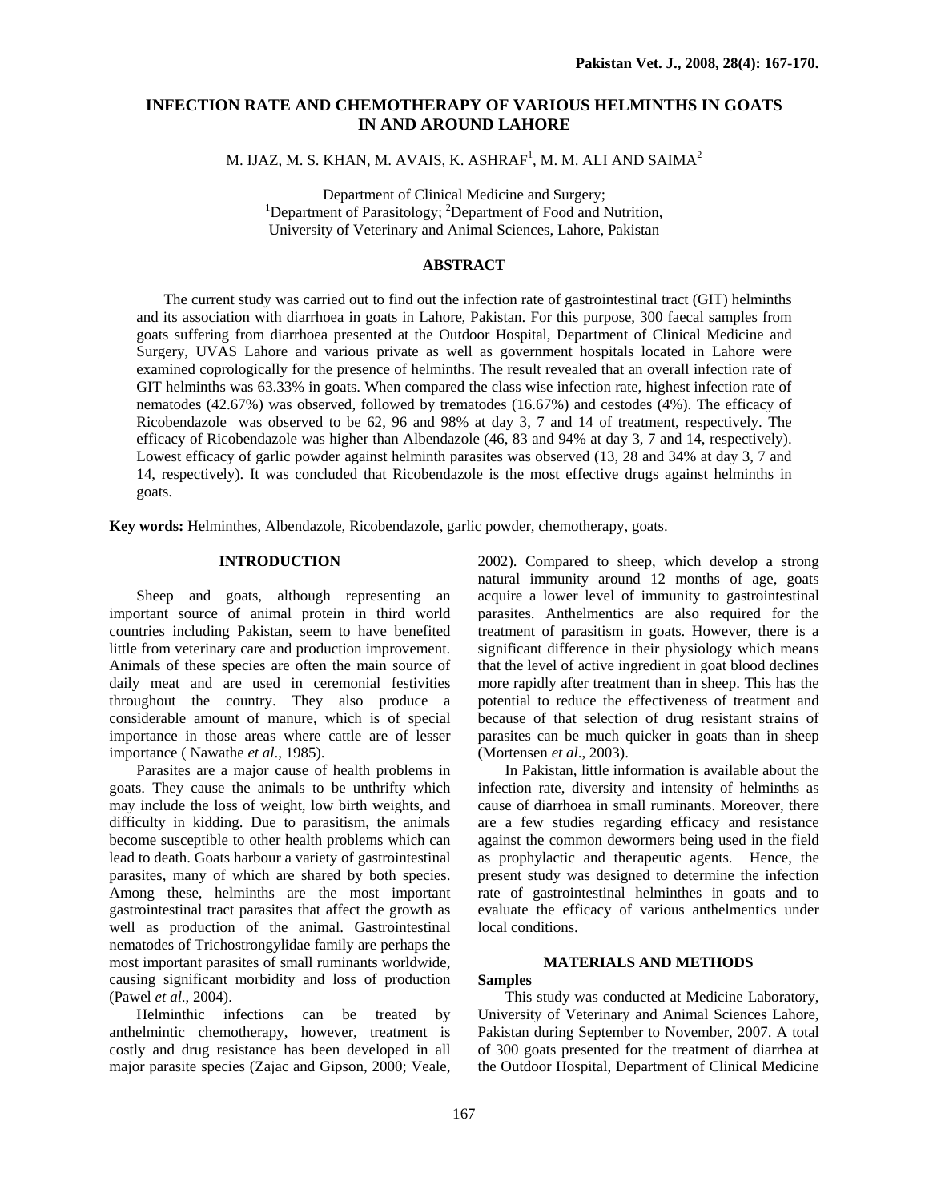# INFECTION RATE AND CHEMOTHERAPY OF VARIOUS HELMINTHS IN GOATS IN AND AROUND LAHORE

M. IJAZ, M. S. KHAN, M. AVAIS, K. ASHRAF[1], M. M. ALI AND SAIMA[2]

Department of Clinical Medicine and Surgery;
[1]Department of Parasitology; [2]Department of Food and Nutrition,
University of Veterinary and Animal Sciences, Lahore, Pakistan

## ABSTRACT

The current study was carried out to find out the infection rate of gastrointestinal tract (GIT) helminths and its association with diarrhoea in goats in Lahore, Pakistan. For this purpose, 300 faecal samples from goats suffering from diarrhoea presented at the Outdoor Hospital, Department of Clinical Medicine and Surgery, UVAS Lahore and various private as well as government hospitals located in Lahore were examined coprologically for the presence of helminths. The result revealed that an overall infection rate of GIT helminths was 63.33% in goats. When compared the class wise infection rate, highest infection rate of nematodes (42.67%) was observed, followed by trematodes (16.67%) and cestodes (4%). The efficacy of Ricobendazole was observed to be 62, 96 and 98% at day 3, 7 and 14 of treatment, respectively. The efficacy of Ricobendazole was higher than Albendazole (46, 83 and 94% at day 3, 7 and 14, respectively). Lowest efficacy of garlic powder against helminth parasites was observed (13, 28 and 34% at day 3, 7 and 14, respectively). It was concluded that Ricobendazole is the most effective drugs against helminths in goats.

**Key words:** Helminthes, Albendazole, Ricobendazole, garlic powder, chemotherapy, goats.

## INTRODUCTION

Sheep and goats, although representing an important source of animal protein in third world countries including Pakistan, seem to have benefited little from veterinary care and production improvement. Animals of these species are often the main source of daily meat and are used in ceremonial festivities throughout the country. They also produce a considerable amount of manure, which is of special importance in those areas where cattle are of lesser importance ( Nawathe *et al*., 1985).

Parasites are a major cause of health problems in goats. They cause the animals to be unthrifty which may include the loss of weight, low birth weights, and difficulty in kidding. Due to parasitism, the animals become susceptible to other health problems which can lead to death. Goats harbour a variety of gastrointestinal parasites, many of which are shared by both species. Among these, helminths are the most important gastrointestinal tract parasites that affect the growth as well as production of the animal. Gastrointestinal nematodes of Trichostrongylidae family are perhaps the most important parasites of small ruminants worldwide, causing significant morbidity and loss of production (Pawel *et al*., 2004).

Helminthic infections can be treated by anthelmintic chemotherapy, however, treatment is costly and drug resistance has been developed in all major parasite species (Zajac and Gipson, 2000; Veale, 2002). Compared to sheep, which develop a strong natural immunity around 12 months of age, goats acquire a lower level of immunity to gastrointestinal parasites. Anthelmentics are also required for the treatment of parasitism in goats. However, there is a significant difference in their physiology which means that the level of active ingredient in goat blood declines more rapidly after treatment than in sheep. This has the potential to reduce the effectiveness of treatment and because of that selection of drug resistant strains of parasites can be much quicker in goats than in sheep (Mortensen *et al*., 2003).

In Pakistan, little information is available about the infection rate, diversity and intensity of helminths as cause of diarrhoea in small ruminants. Moreover, there are a few studies regarding efficacy and resistance against the common dewormers being used in the field as prophylactic and therapeutic agents. Hence, the present study was designed to determine the infection rate of gastrointestinal helminthes in goats and to evaluate the efficacy of various anthelmentics under local conditions.

## MATERIALS AND METHODS

### Samples

This study was conducted at Medicine Laboratory, University of Veterinary and Animal Sciences Lahore, Pakistan during September to November, 2007. A total of 300 goats presented for the treatment of diarrhea at the Outdoor Hospital, Department of Clinical Medicine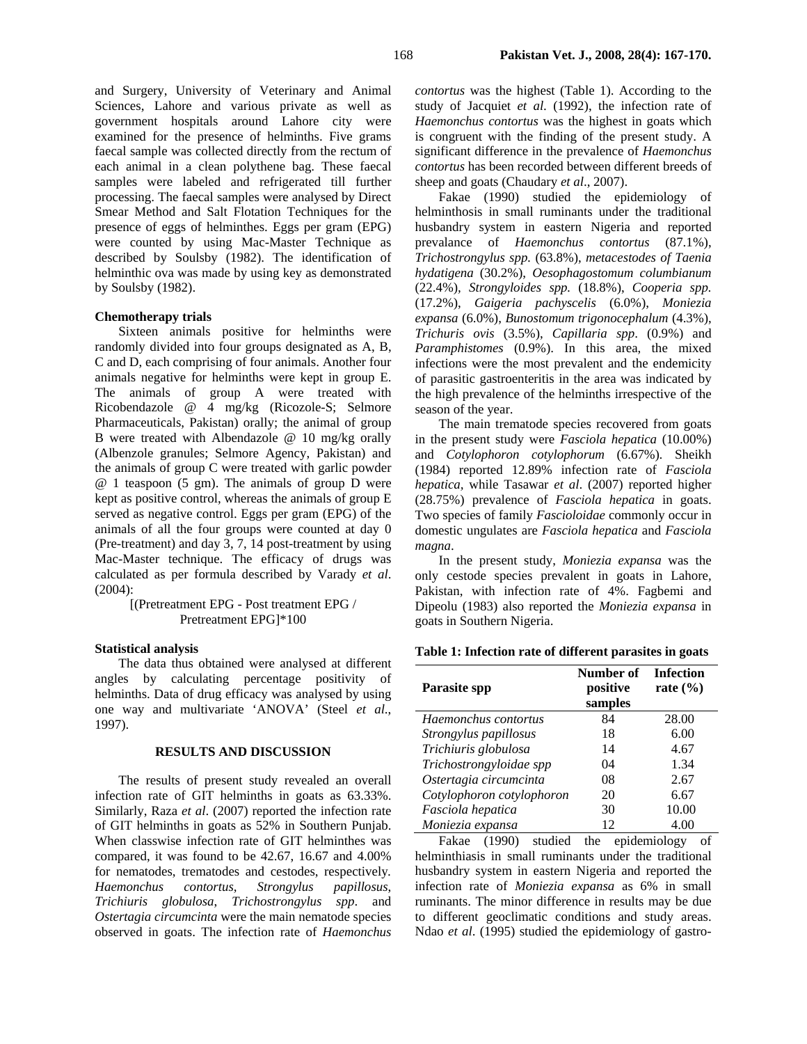and Surgery, University of Veterinary and Animal Sciences, Lahore and various private as well as government hospitals around Lahore city were examined for the presence of helminths. Five grams faecal sample was collected directly from the rectum of each animal in a clean polythene bag. These faecal samples were labeled and refrigerated till further processing. The faecal samples were analysed by Direct Smear Method and Salt Flotation Techniques for the presence of eggs of helminthes. Eggs per gram (EPG) were counted by using Mac-Master Technique as described by Soulsby (1982). The identification of helminthic ova was made by using key as demonstrated by Soulsby (1982).

### Chemotherapy trials

Sixteen animals positive for helminths were randomly divided into four groups designated as A, B, C and D, each comprising of four animals. Another four animals negative for helminths were kept in group E. The animals of group A were treated with Ricobendazole @ 4 mg/kg (Ricozole-S; Selmore Pharmaceuticals, Pakistan) orally; the animal of group B were treated with Albendazole @ 10 mg/kg orally (Albenzole granules; Selmore Agency, Pakistan) and the animals of group C were treated with garlic powder @ 1 teaspoon (5 gm). The animals of group D were kept as positive control, whereas the animals of group E served as negative control. Eggs per gram (EPG) of the animals of all the four groups were counted at day 0 (Pre-treatment) and day 3, 7, 14 post-treatment by using Mac-Master technique. The efficacy of drugs was calculated as per formula described by Varady *et al*. (2004):

[(Pretreatment EPG - Post treatment EPG / Pretreatment EPG]*100

### Statistical analysis

The data thus obtained were analysed at different angles by calculating percentage positivity of helminths. Data of drug efficacy was analysed by using one way and multivariate 'ANOVA' (Steel *et al*., 1997).

## RESULTS AND DISCUSSION

The results of present study revealed an overall infection rate of GIT helminths in goats as 63.33%. Similarly, Raza *et al*. (2007) reported the infection rate of GIT helminths in goats as 52% in Southern Punjab. When classwise infection rate of GIT helminthes was compared, it was found to be 42.67, 16.67 and 4.00% for nematodes, trematodes and cestodes, respectively. *Haemonchus contortus*, *Strongylus papillosus*, *Trichiuris globulosa*, *Trichostrongylus spp*. and *Ostertagia circumcinta* were the main nematode species observed in goats. The infection rate of *Haemonchus contortus* was the highest (Table 1). According to the study of Jacquiet *et al.* (1992), the infection rate of *Haemonchus contortus* was the highest in goats which is congruent with the finding of the present study. A significant difference in the prevalence of *Haemonchus contortus* has been recorded between different breeds of sheep and goats (Chaudary *et al*., 2007).

Fakae (1990) studied the epidemiology of helminthosis in small ruminants under the traditional husbandry system in eastern Nigeria and reported prevalance of *Haemonchus contortus* (87.1%), *Trichostrongylus spp.* (63.8%), *metacestodes of Taenia hydatigena* (30.2%), *Oesophagostomum columbianum* (22.4%), *Strongyloides spp.* (18.8%), *Cooperia spp.* (17.2%), *Gaigeria pachyscelis* (6.0%), *Moniezia expansa* (6.0%), *Bunostomum trigonocephalum* (4.3%), *Trichuris ovis* (3.5%), *Capillaria spp*. (0.9%) and *Paramphistomes* (0.9%). In this area, the mixed infections were the most prevalent and the endemicity of parasitic gastroenteritis in the area was indicated by the high prevalence of the helminths irrespective of the season of the year.

The main trematode species recovered from goats in the present study were *Fasciola hepatica* (10.00%) and *Cotylophoron cotylophorum* (6.67%). Sheikh (1984) reported 12.89% infection rate of *Fasciola hepatica*, while Tasawar *et al*. (2007) reported higher (28.75%) prevalence of *Fasciola hepatica* in goats. Two species of family *Fascioloidae* commonly occur in domestic ungulates are *Fasciola hepatica* and *Fasciola magna*.

In the present study, *Moniezia expansa* was the only cestode species prevalent in goats in Lahore, Pakistan, with infection rate of 4%. Fagbemi and Dipeolu (1983) also reported the *Moniezia expansa* in goats in Southern Nigeria.

**Table 1: Infection rate of different parasites in goats**

| Parasite spp | Number of positive samples | Infection rate (%) |
|---|---|---|
| *Haemonchus contortus* | 84 | 28.00 |
| *Strongylus papillosus* | 18 | 6.00 |
| *Trichiuris globulosa* | 14 | 4.67 |
| *Trichostrongyloidae spp* | 04 | 1.34 |
| *Ostertagia circumcinta* | 08 | 2.67 |
| *Cotylophoron cotylophoron* | 20 | 6.67 |
| *Fasciola hepatica* | 30 | 10.00 |
| *Moniezia expansa* | 12 | 4.00 |

Fakae (1990) studied the epidemiology of helminthiasis in small ruminants under the traditional husbandry system in eastern Nigeria and reported the infection rate of *Moniezia expansa* as 6% in small ruminants. The minor difference in results may be due to different geoclimatic conditions and study areas. Ndao *et al*. (1995) studied the epidemiology of gastro-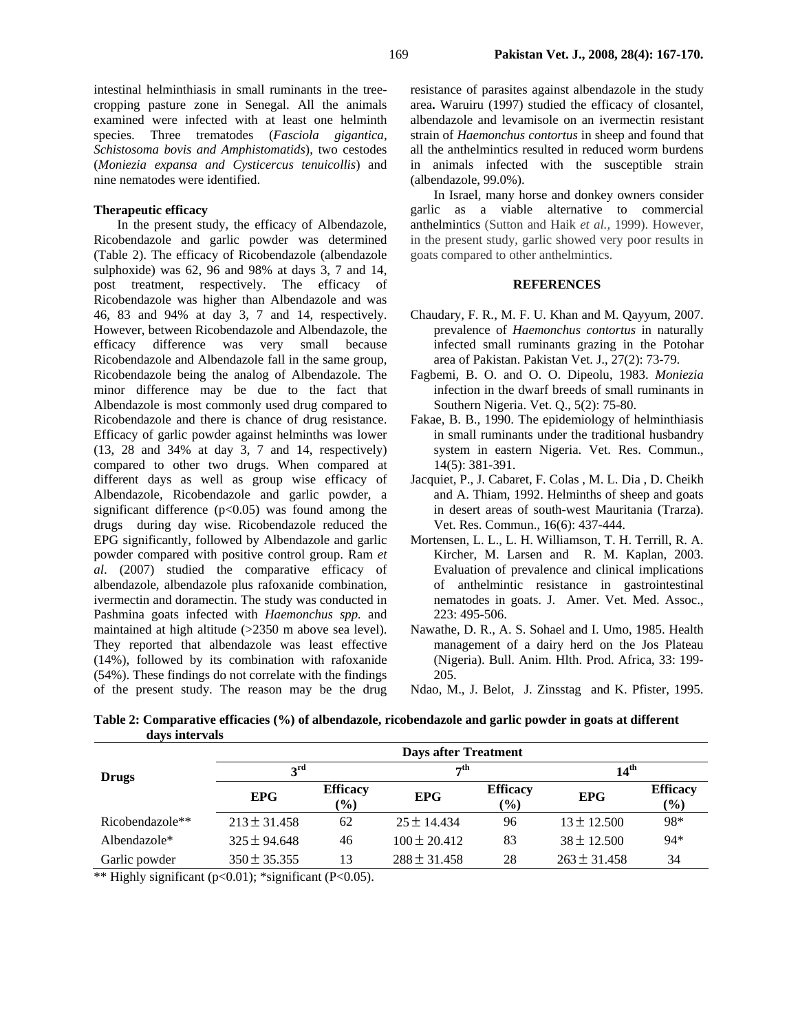intestinal helminthiasis in small ruminants in the tree-cropping pasture zone in Senegal. All the animals examined were infected with at least one helminth species. Three trematodes (*Fasciola gigantica, Schistosoma bovis and Amphistomatids*), two cestodes (*Moniezia expansa and Cysticercus tenuicollis*) and nine nematodes were identified.

**Therapeutic efficacy**

In the present study, the efficacy of Albendazole, Ricobendazole and garlic powder was determined (Table 2). The efficacy of Ricobendazole (albendazole sulphoxide) was 62, 96 and 98% at days 3, 7 and 14, post treatment, respectively. The efficacy of Ricobendazole was higher than Albendazole and was 46, 83 and 94% at day 3, 7 and 14, respectively. However, between Ricobendazole and Albendazole, the efficacy difference was very small because Ricobendazole and Albendazole fall in the same group, Ricobendazole being the analog of Albendazole. The minor difference may be due to the fact that Albendazole is most commonly used drug compared to Ricobendazole and there is chance of drug resistance. Efficacy of garlic powder against helminths was lower (13, 28 and 34% at day 3, 7 and 14, respectively) compared to other two drugs. When compared at different days as well as group wise efficacy of Albendazole, Ricobendazole and garlic powder, a significant difference ($p<0.05$) was found among the drugs during day wise. Ricobendazole reduced the EPG significantly, followed by Albendazole and garlic powder compared with positive control group. Ram *et al*. (2007) studied the comparative efficacy of albendazole, albendazole plus rafoxanide combination, ivermectin and doramectin. The study was conducted in Pashmina goats infected with *Haemonchus spp.* and maintained at high altitude (>2350 m above sea level). They reported that albendazole was least effective (14%), followed by its combination with rafoxanide (54%). These findings do not correlate with the findings of the present study. The reason may be the drug resistance of parasites against albendazole in the study area**.** Waruiru (1997) studied the efficacy of closantel, albendazole and levamisole on an ivermectin resistant strain of *Haemonchus contortus* in sheep and found that all the anthelmintics resulted in reduced worm burdens in animals infected with the susceptible strain (albendazole, 99.0%).

In Israel, many horse and donkey owners consider garlic as a viable alternative to commercial anthelmintics (Sutton and Haik *et al.,* 1999). However, in the present study, garlic showed very poor results in goats compared to other anthelmintics.

**Table 2: Comparative efficacies (%) of albendazole, ricobendazole and garlic powder in goats at different days intervals**

| Drugs | Days after Treatment | | | | | |
|---|---|---|---|---|---|---|
| | 3rd | | 7th | | 14th | |
| | EPG | Efficacy (%) | EPG | Efficacy (%) | EPG | Efficacy (%) |
| Ricobendazole** | 213 ± 31.458 | 62 | 25 ± 14.434 | 96 | 13 ± 12.500 | 98* |
| Albendazole* | 325 ± 94.648 | 46 | 100 ± 20.412 | 83 | 38 ± 12.500 | 94* |
| Garlic powder | 350 ± 35.355 | 13 | 288 ± 31.458 | 28 | 263 ± 31.458 | 34 |

** Highly significant ($p<0.01$); *significant ($P<0.05$).

## REFERENCES

- Chaudary, F. R., M. F. U. Khan and M. Qayyum, 2007. prevalence of *Haemonchus contortus* in naturally infected small ruminants grazing in the Potohar area of Pakistan. Pakistan Vet. J., 27(2): 73-79.
- Fagbemi, B. O. and O. O. Dipeolu, 1983. *Moniezia* infection in the dwarf breeds of small ruminants in Southern Nigeria. Vet. Q., 5(2): 75-80.
- Fakae, B. B., 1990. The epidemiology of helminthiasis in small ruminants under the traditional husbandry system in eastern Nigeria. Vet. Res. Commun., 14(5): 381-391.
- Jacquiet, P., J. Cabaret, F. Colas , M. L. Dia , D. Cheikh and A. Thiam, 1992. Helminths of sheep and goats in desert areas of south-west Mauritania (Trarza). Vet. Res. Commun., 16(6): 437-444.
- Mortensen, L. L., L. H. Williamson, T. H. Terrill, R. A. Kircher, M. Larsen and R. M. Kaplan, 2003. Evaluation of prevalence and clinical implications of anthelmintic resistance in gastrointestinal nematodes in goats. J. Amer. Vet. Med. Assoc., 223: 495-506.
- Nawathe, D. R., A. S. Sohael and I. Umo, 1985. Health management of a dairy herd on the Jos Plateau (Nigeria). Bull. Anim. Hlth. Prod. Africa, 33: 199-205.
- Ndao, M., J. Belot, J. Zinsstag and K. Pfister, 1995.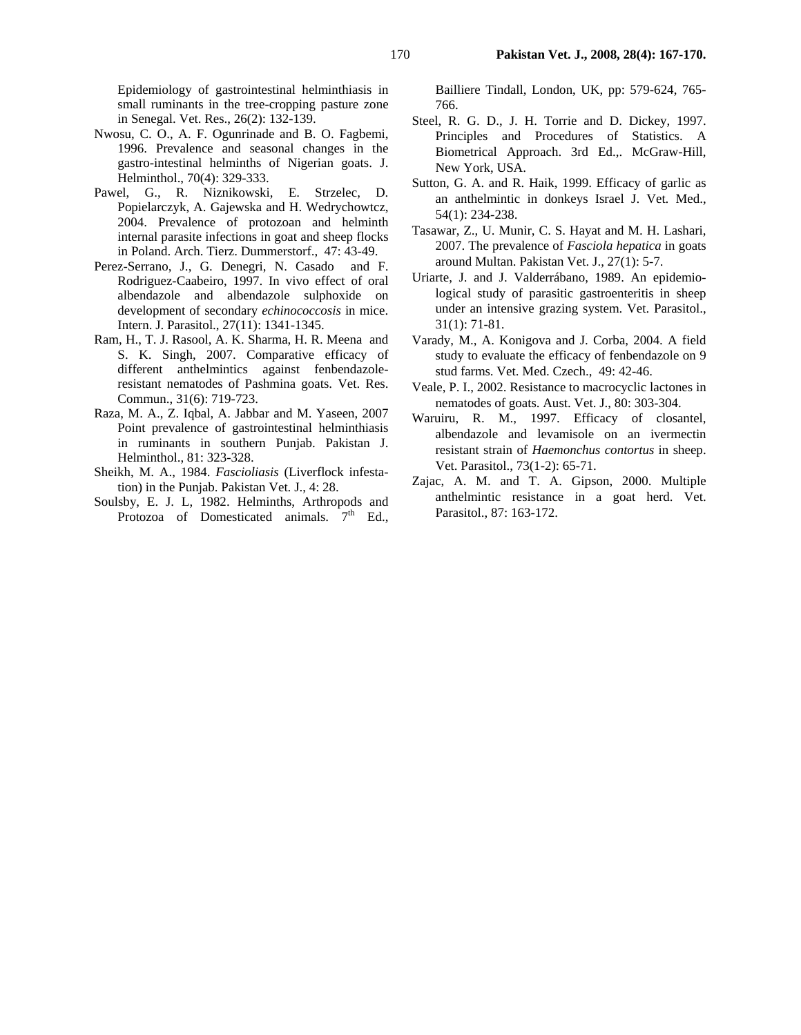Epidemiology of gastrointestinal helminthiasis in small ruminants in the tree-cropping pasture zone in Senegal. Vet. Res., 26(2): 132-139.

Nwosu, C. O., A. F. Ogunrinade and B. O. Fagbemi, 1996. Prevalence and seasonal changes in the gastro-intestinal helminths of Nigerian goats. J. Helminthol., 70(4): 329-333.

Pawel, G., R. Niznikowski, E. Strzelec, D. Popielarczyk, A. Gajewska and H. Wedrychowtcz, 2004. Prevalence of protozoan and helminth internal parasite infections in goat and sheep flocks in Poland. Arch. Tierz. Dummerstorf., 47: 43-49.

Perez-Serrano, J., G. Denegri, N. Casado and F. Rodriguez-Caabeiro, 1997. In vivo effect of oral albendazole and albendazole sulphoxide on development of secondary *echinococcosis* in mice. Intern. J. Parasitol., 27(11): 1341-1345.

Ram, H., T. J. Rasool, A. K. Sharma, H. R. Meena and S. K. Singh, 2007. Comparative efficacy of different anthelmintics against fenbendazole-resistant nematodes of Pashmina goats. Vet. Res. Commun., 31(6): 719-723.

Raza, M. A., Z. Iqbal, A. Jabbar and M. Yaseen, 2007 Point prevalence of gastrointestinal helminthiasis in ruminants in southern Punjab. Pakistan J. Helminthol., 81: 323-328.

Sheikh, M. A., 1984. *Fascioliasis* (Liverflock infestation) in the Punjab. Pakistan Vet. J., 4: 28.

Soulsby, E. J. L, 1982. Helminths, Arthropods and Protozoa of Domesticated animals. 7th Ed., Bailliere Tindall, London, UK, pp: 579-624, 765-766.

Steel, R. G. D., J. H. Torrie and D. Dickey, 1997. Principles and Procedures of Statistics. A Biometrical Approach. 3rd Ed.,. McGraw-Hill, New York, USA.

Sutton, G. A. and R. Haik, 1999. Efficacy of garlic as an anthelmintic in donkeys Israel J. Vet. Med., 54(1): 234-238.

Tasawar, Z., U. Munir, C. S. Hayat and M. H. Lashari, 2007. The prevalence of *Fasciola hepatica* in goats around Multan. Pakistan Vet. J., 27(1): 5-7.

Uriarte, J. and J. Valderrábano, 1989. An epidemiological study of parasitic gastroenteritis in sheep under an intensive grazing system. Vet. Parasitol., 31(1): 71-81.

Varady, M., A. Konigova and J. Corba, 2004. A field study to evaluate the efficacy of fenbendazole on 9 stud farms. Vet. Med. Czech., 49: 42-46.

Veale, P. I., 2002. Resistance to macrocyclic lactones in nematodes of goats. Aust. Vet. J., 80: 303-304.

Waruiru, R. M., 1997. Efficacy of closantel, albendazole and levamisole on an ivermectin resistant strain of *Haemonchus contortus* in sheep. Vet. Parasitol., 73(1-2): 65-71.

Zajac, A. M. and T. A. Gipson, 2000. Multiple anthelmintic resistance in a goat herd. Vet. Parasitol., 87: 163-172.